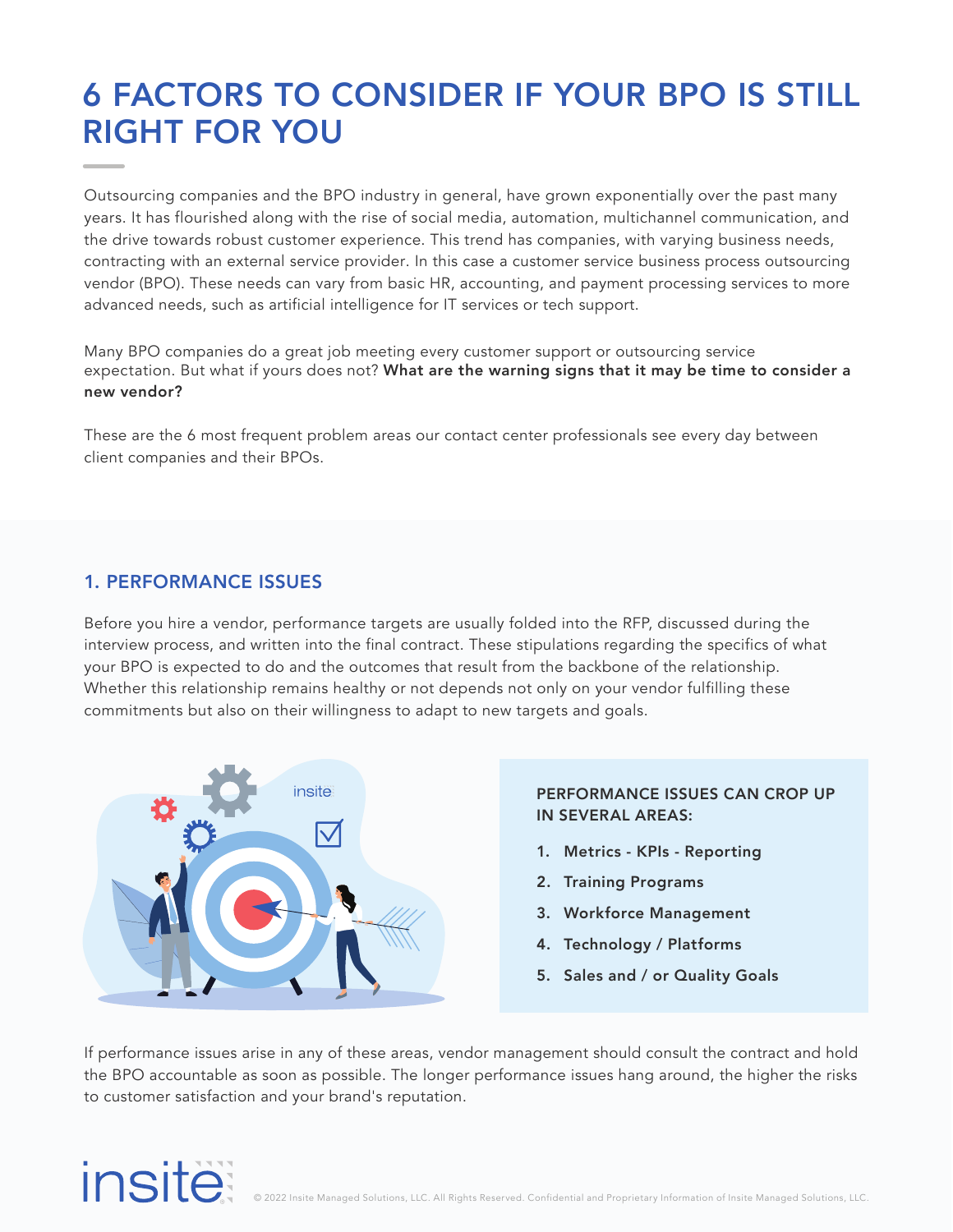# 6 FACTORS TO CONSIDER IF YOUR BPO IS STILL RIGHT FOR YOU

Outsourcing companies and the BPO industry in general, have grown exponentially over the past many years. It has flourished along with the rise of social media, automation, multichannel communication, and the drive towards robust customer experience. This trend has companies, with varying business needs, contracting with an external service provider. In this case a customer service business process outsourcing vendor (BPO). These needs can vary from basic HR, accounting, and payment processing services to more advanced needs, such as artificial intelligence for IT services or tech support.

Many BPO companies do a great job meeting every customer support or outsourcing service expectation. But what if yours does not? **What are the warning signs that it may be time to consider a new vendor?**

These are the 6 most frequent problem areas our contact center professionals see every day between client companies and their BPOs.

## 1. PERFORMANCE ISSUES

Before you hire a vendor, performance targets are usually folded into the RFP, discussed during the interview process, and written into the final contract. These stipulations regarding the specifics of what your BPO is expected to do and the outcomes that result from the backbone of the relationship. Whether this relationship remains healthy or not depends not only on your vendor fulfilling these commitments but also on their willingness to adapt to new targets and goals.

**PERFORMANCE ISSUES CAN CROP UP IN SEVERAL AREAS:**

1. **Metrics - KPIs - Reporting**
2. **Training Programs**
3. **Workforce Management**
4. **Technology / Platforms**
5. **Sales and / or Quality Goals**

If performance issues arise in any of these areas, vendor management should consult the contract and hold the BPO accountable as soon as possible. The longer performance issues hang around, the higher the risks to customer satisfaction and your brand's reputation.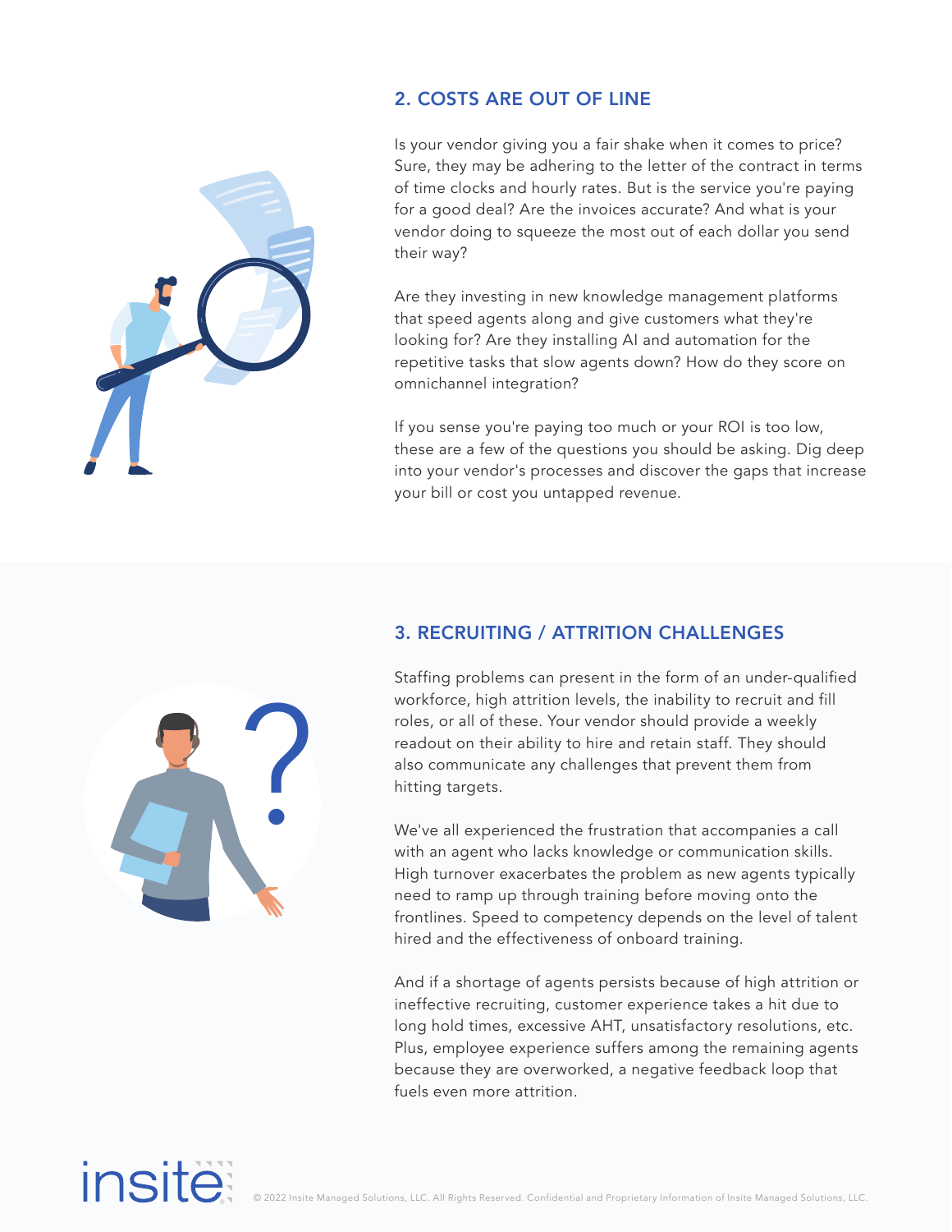## 2. COSTS ARE OUT OF LINE

Is your vendor giving you a fair shake when it comes to price? Sure, they may be adhering to the letter of the contract in terms of time clocks and hourly rates. But is the service you're paying for a good deal? Are the invoices accurate? And what is your vendor doing to squeeze the most out of each dollar you send their way?

Are they investing in new knowledge management platforms that speed agents along and give customers what they're looking for? Are they installing AI and automation for the repetitive tasks that slow agents down? How do they score on omnichannel integration?

If you sense you're paying too much or your ROI is too low, these are a few of the questions you should be asking. Dig deep into your vendor's processes and discover the gaps that increase your bill or cost you untapped revenue.

## 3. RECRUITING / ATTRITION CHALLENGES

Staffing problems can present in the form of an under-qualified workforce, high attrition levels, the inability to recruit and fill roles, or all of these. Your vendor should provide a weekly readout on their ability to hire and retain staff. They should also communicate any challenges that prevent them from hitting targets.

We've all experienced the frustration that accompanies a call with an agent who lacks knowledge or communication skills. High turnover exacerbates the problem as new agents typically need to ramp up through training before moving onto the frontlines. Speed to competency depends on the level of talent hired and the effectiveness of onboard training.

And if a shortage of agents persists because of high attrition or ineffective recruiting, customer experience takes a hit due to long hold times, excessive AHT, unsatisfactory resolutions, etc. Plus, employee experience suffers among the remaining agents because they are overworked, a negative feedback loop that fuels even more attrition.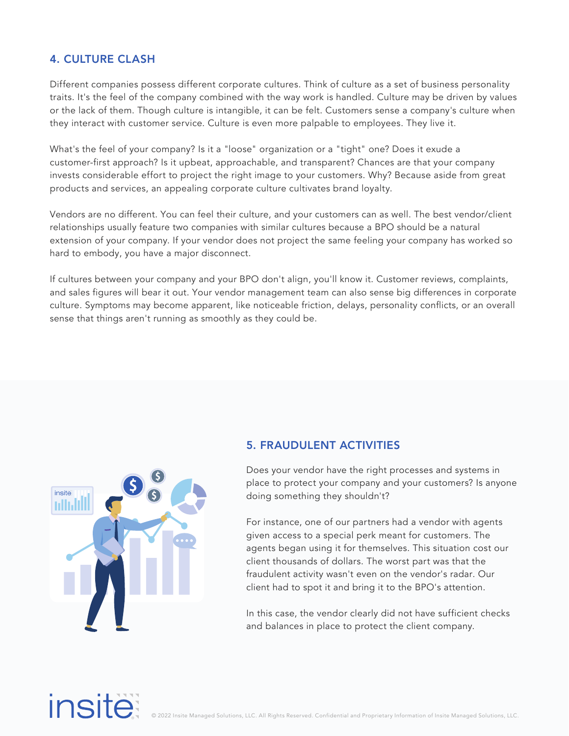## 4. CULTURE CLASH

Different companies possess different corporate cultures. Think of culture as a set of business personality traits. It's the feel of the company combined with the way work is handled. Culture may be driven by values or the lack of them. Though culture is intangible, it can be felt. Customers sense a company's culture when they interact with customer service. Culture is even more palpable to employees. They live it.

What's the feel of your company? Is it a "loose" organization or a "tight" one? Does it exude a customer-first approach? Is it upbeat, approachable, and transparent? Chances are that your company invests considerable effort to project the right image to your customers. Why? Because aside from great products and services, an appealing corporate culture cultivates brand loyalty.

Vendors are no different. You can feel their culture, and your customers can as well. The best vendor/client relationships usually feature two companies with similar cultures because a BPO should be a natural extension of your company. If your vendor does not project the same feeling your company has worked so hard to embody, you have a major disconnect.

If cultures between your company and your BPO don't align, you'll know it. Customer reviews, complaints, and sales figures will bear it out. Your vendor management team can also sense big differences in corporate culture. Symptoms may become apparent, like noticeable friction, delays, personality conflicts, or an overall sense that things aren't running as smoothly as they could be.

## 5. FRAUDULENT ACTIVITIES

Does your vendor have the right processes and systems in place to protect your company and your customers? Is anyone doing something they shouldn't?

For instance, one of our partners had a vendor with agents given access to a special perk meant for customers. The agents began using it for themselves. This situation cost our client thousands of dollars. The worst part was that the fraudulent activity wasn't even on the vendor's radar. Our client had to spot it and bring it to the BPO's attention.

In this case, the vendor clearly did not have sufficient checks and balances in place to protect the client company.

© 2022 Insite Managed Solutions, LLC. All Rights Reserved. Confidential and Proprietary Information of Insite Managed Solutions, LLC.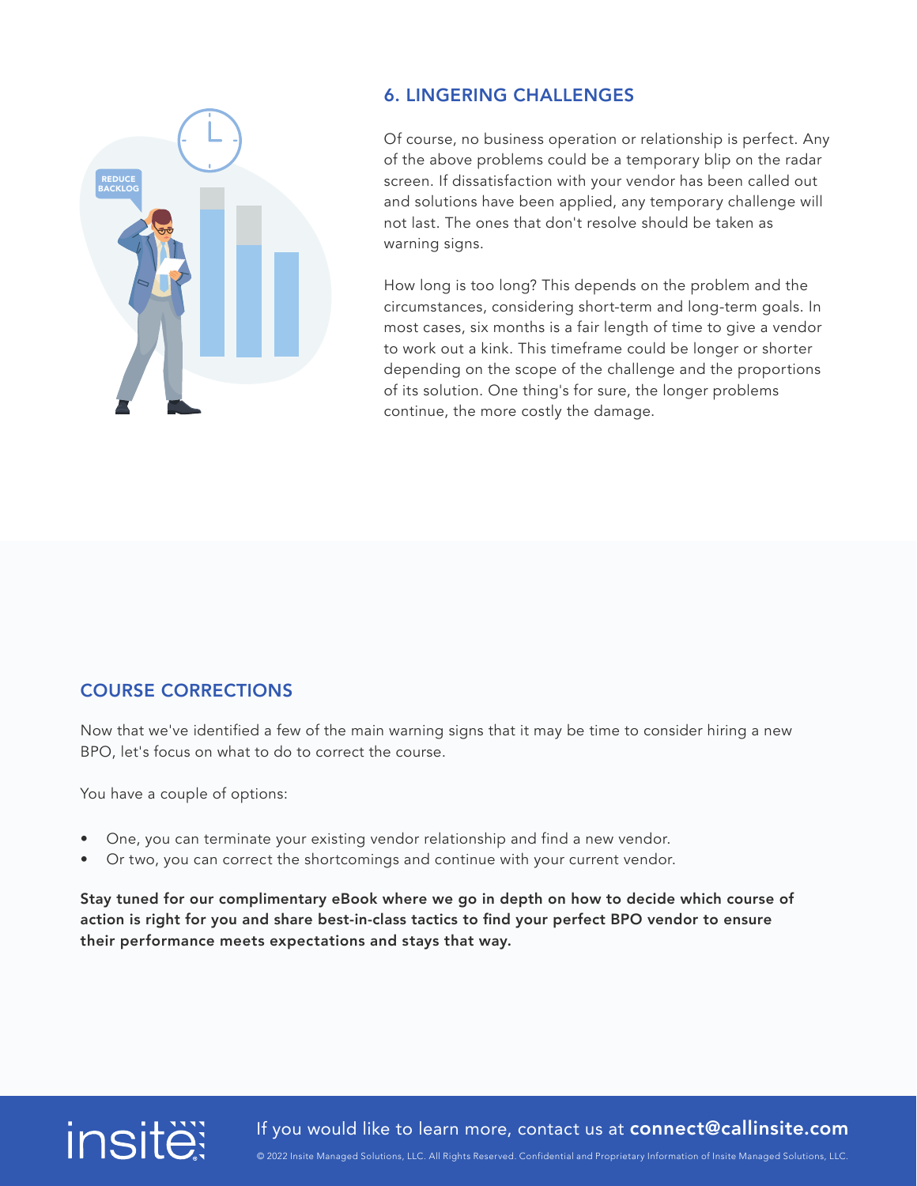## 6. LINGERING CHALLENGES

Of course, no business operation or relationship is perfect. Any of the above problems could be a temporary blip on the radar screen. If dissatisfaction with your vendor has been called out and solutions have been applied, any temporary challenge will not last. The ones that don't resolve should be taken as warning signs.

How long is too long? This depends on the problem and the circumstances, considering short-term and long-term goals. In most cases, six months is a fair length of time to give a vendor to work out a kink. This timeframe could be longer or shorter depending on the scope of the challenge and the proportions of its solution. One thing's for sure, the longer problems continue, the more costly the damage.

## COURSE CORRECTIONS

Now that we've identified a few of the main warning signs that it may be time to consider hiring a new BPO, let's focus on what to do to correct the course.

You have a couple of options:

- One, you can terminate your existing vendor relationship and find a new vendor.
- Or two, you can correct the shortcomings and continue with your current vendor.

**Stay tuned for our complimentary eBook where we go in depth on how to decide which course of action is right for you and share best-in-class tactics to find your perfect BPO vendor to ensure their performance meets expectations and stays that way.**

If you would like to learn more, contact us at **connect@callinsite.com**

© 2022 Insite Managed Solutions, LLC. All Rights Reserved. Confidential and Proprietary Information of Insite Managed Solutions, LLC.